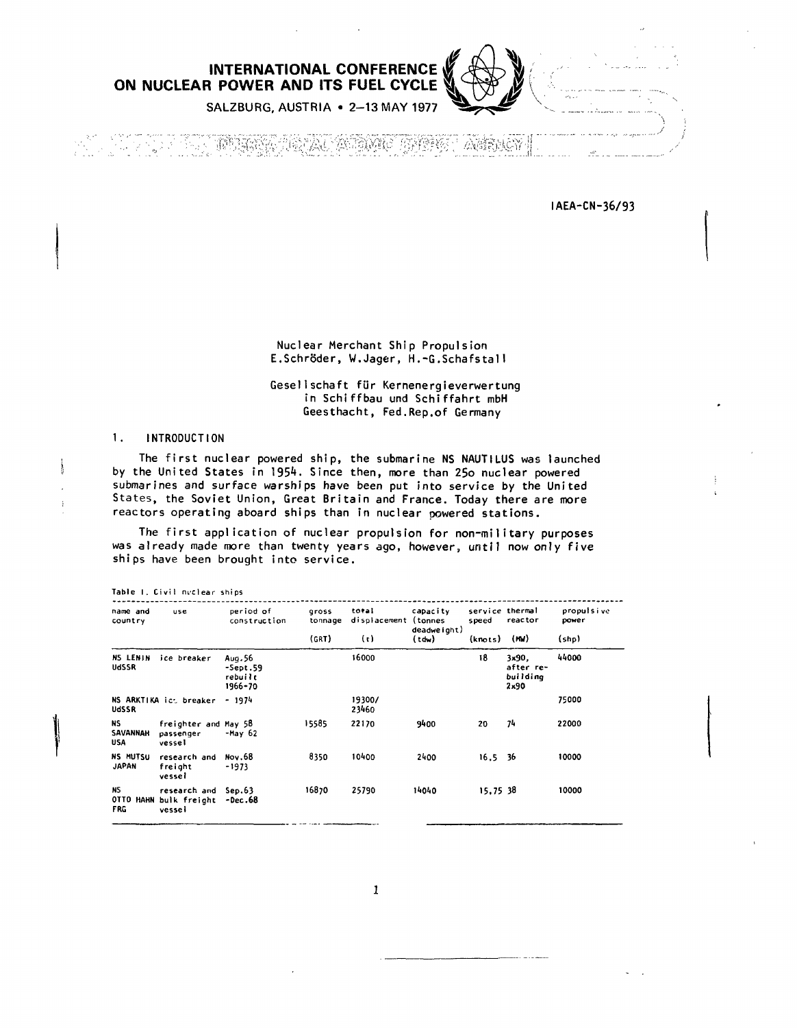**INTERNATIONAL CONFERENCE ON NUCLEAR POWER AND ITS FUEL CYCLE**

SALZBURG, AUSTRIA • 2–13 MAY 1977

INTERNATIONAL ATOMIC ENERGY AGENCY

IAEA-CN-36/93

# Nuclear Merchant Ship Propulsion

E.Schröder, W.Jager, H.-G.Schafstall

Gesellschaft für Kernenergieverwertung in Schiffbau und Schiffahrt mbH Geesthacht, Fed.Rep.of Germany

## 1. INTRODUCTION

The first nuclear powered ship, the submarine NS NAUTILUS was launched by the United States in 1954. Since then, more than 25o nuclear powered submarines and surface warships have been put into service by the United States, the Soviet Union, Great Britain and France. Today there are more reactors operating aboard ships than in nuclear powered stations.

The first application of nuclear propulsion for non-military purposes was already made more than twenty years ago, however, until now only five ships have been brought into service.

Table I. Civil nuclear ships

| name and country | use | period of construction | gross tonnage (GRT) | total displacement (t) | capacity (tonnes deadweight) (tdw) | service speed (knots) | thermal reactor (MW) | propulsive power (shp) |
|---|---|---|---|---|---|---|---|---|
| NS LENIN UdSSR | ice breaker | Aug.56 -Sept.59 rebuilt 1966-70 | | 16000 | | 18 | 3x90, after re-building 2x90 | 44000 |
| NS ARKTIKA UdSSR | ice breaker | - 1974 | | 19300/ 23460 | | | | 75000 |
| NS SAVANNAH USA | freighter and passenger vessel | May 58 -May 62 | 15585 | 22170 | 9400 | 20 | 74 | 22000 |
| NS MUTSU JAPAN | research and freight vessel | Nov.68 -1973 | 8350 | 10400 | 2400 | 16.5 | 36 | 10000 |
| NS OTTO HAHN FRG | research and bulk freight vessel | Sep.63 -Dec.68 | 16870 | 25790 | 14040 | 15,75 | 38 | 10000 |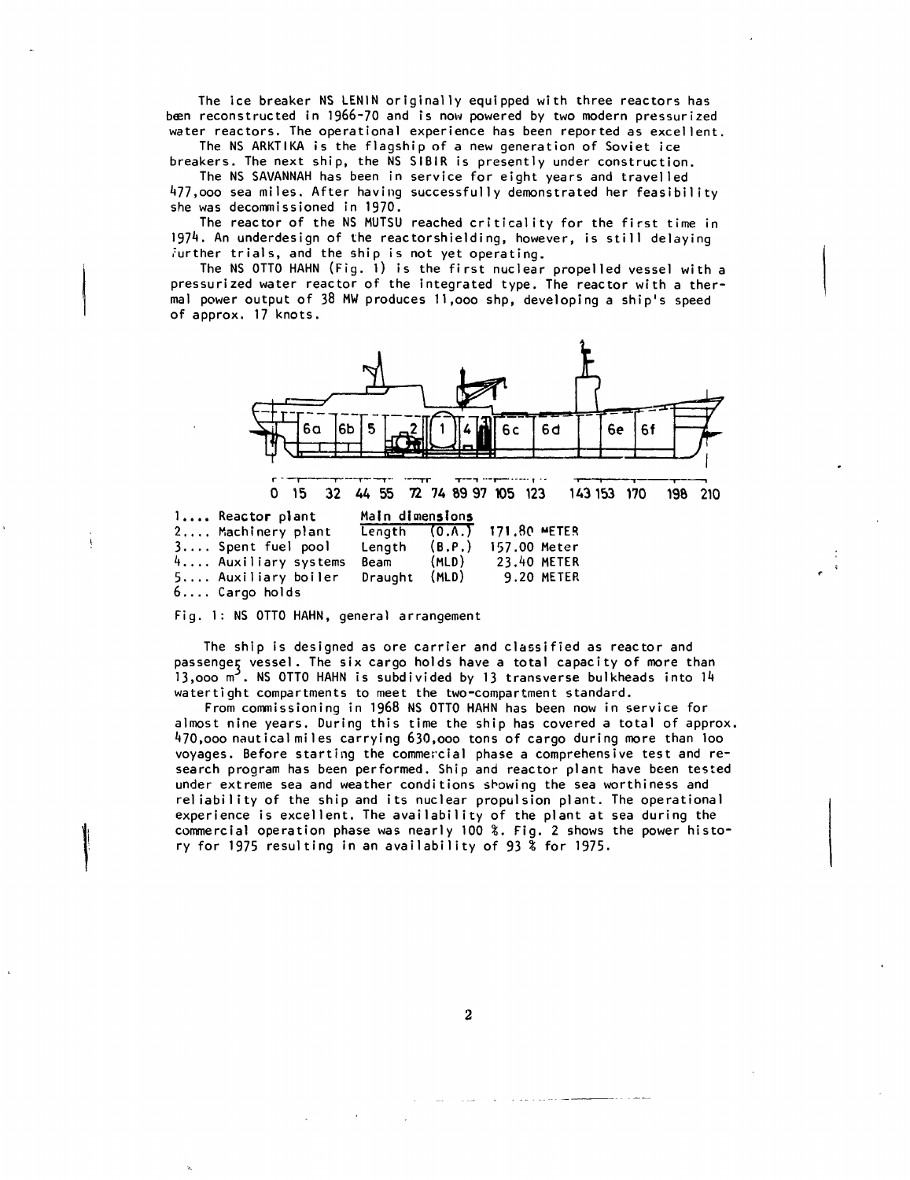The ice breaker NS LENIN originally equipped with three reactors has been reconstructed in 1966-70 and is now powered by two modern pressurized water reactors. The operational experience has been reported as excellent.

The NS ARKTIKA is the flagship of a new generation of Soviet ice breakers. The next ship, the NS SIBIR is presently under construction.

The NS SAVANNAH has been in service for eight years and travelled 477,000 sea miles. After having successfully demonstrated her feasibility she was decommissioned in 1970.

The reactor of the NS MUTSU reached criticality for the first time in 1974. An underdesign of the reactorshielding, however, is still delaying further trials, and the ship is not yet operating.

The NS OTTO HAHN (Fig. 1) is the first nuclear propelled vessel with a pressurized water reactor of the integrated type. The reactor with a thermal power output of 38 MW produces 11,000 shp, developing a ship's speed of approx. 17 knots.

1.... Reactor plant
2.... Machinery plant
3.... Spent fuel pool
4.... Auxiliary systems
5.... Auxiliary boiler
6.... Cargo holds

| Main dimensions | | |
|---|---|---|
| Length | (O.A.) | 171.80 METER |
| Length | (B.P.) | 157.00 Meter |
| Beam | (MLD) | 23.40 METER |
| Draught | (MLD) | 9.20 METER |

Fig. 1: NS OTTO HAHN, general arrangement

The ship is designed as ore carrier and classified as reactor and passenger vessel. The six cargo holds have a total capacity of more than 13,000 $m^3$. NS OTTO HAHN is subdivided by 13 transverse bulkheads into 14 watertight compartments to meet the two-compartment standard.

From commissioning in 1968 NS OTTO HAHN has been now in service for almost nine years. During this time the ship has covered a total of approx. 470,000 nautical miles carrying 630,000 tons of cargo during more than 100 voyages. Before starting the commercial phase a comprehensive test and research program has been performed. Ship and reactor plant have been tested under extreme sea and weather conditions showing the sea worthiness and reliability of the ship and its nuclear propulsion plant. The operational experience is excellent. The availability of the plant at sea during the commercial operation phase was nearly 100 %. Fig. 2 shows the power history for 1975 resulting in an availability of 93 % for 1975.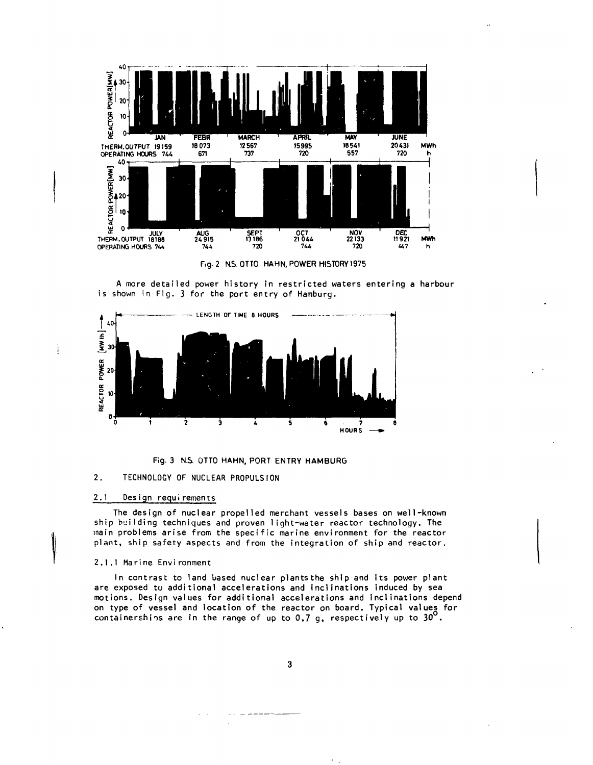Fig. 2 N.S. OTTO HAHN, POWER HISTORY 1975

| | JAN | FEBR | MARCH | APRIL | MAY | JUNE | |
|---|---|---|---|---|---|---|---|
| THERM. OUTPUT | 19159 | 18073 | 12567 | 15995 | 18541 | 20431 | MWh |
| OPERATING HOURS | 744 | 671 | 737 | 720 | 557 | 720 | h |

| | JULY | AUG | SEPT | OCT | NOV | DEC | |
|---|---|---|---|---|---|---|---|
| THERM. OUTPUT | 18188 | 24915 | 13186 | 21044 | 22133 | 11921 | MWh |
| OPERATING HOURS | 744 | 744 | 720 | 744 | 720 | 447 | h |

A more detailed power history in restricted waters entering a harbour is shown in Fig. 3 for the port entry of Hamburg.

Fig. 3 N.S. OTTO HAHN, PORT ENTRY HAMBURG

## 2. TECHNOLOGY OF NUCLEAR PROPULSION

### 2.1 Design requirements

The design of nuclear propelled merchant vessels bases on well-known ship building techniques and proven light-water reactor technology. The main problems arise from the specific marine environment for the reactor plant, ship safety aspects and from the integration of ship and reactor.

#### 2.1.1 Marine Environment

In contrast to land based nuclear plants the ship and its power plant are exposed to additional accelerations and inclinations induced by sea motions. Design values for additional accelerations and inclinations depend on type of vessel and location of the reactor on board. Typical values for containerships are in the range of up to 0,7 g, respectively up to 30°.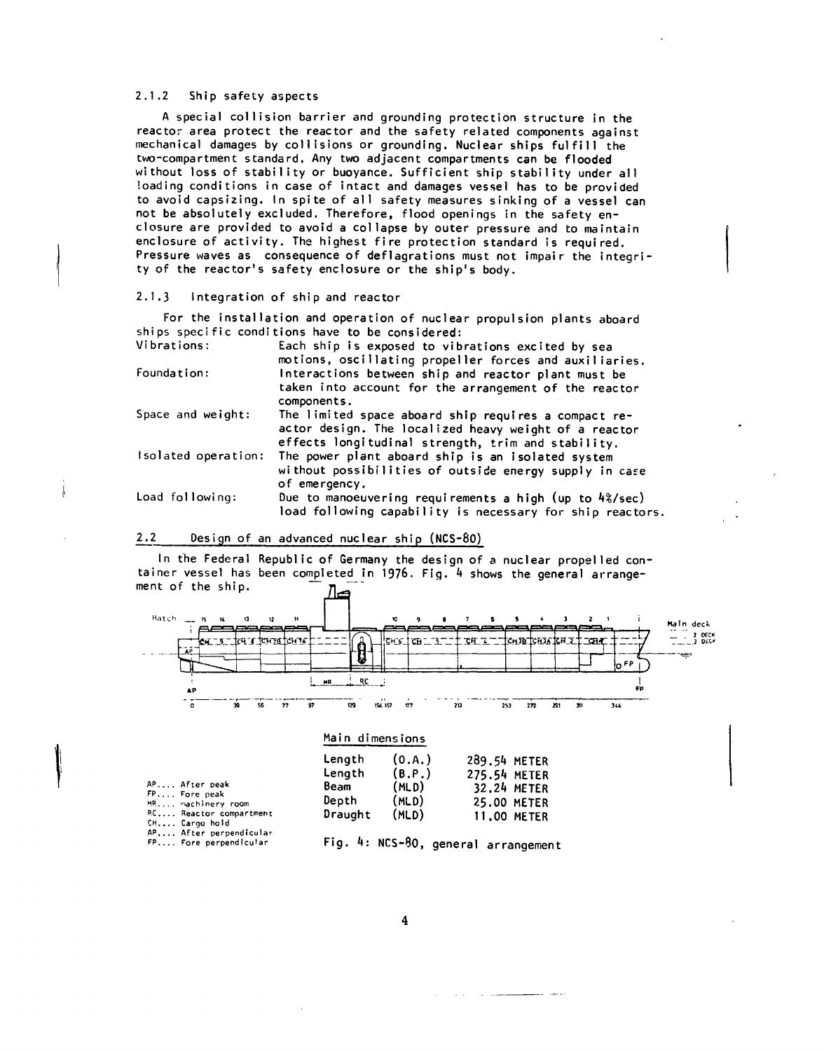### 2.1.2 Ship safety aspects

A special collision barrier and grounding protection structure in the reactor area protect the reactor and the safety related components against mechanical damages by collisions or grounding. Nuclear ships fulfill the two-compartment standard. Any two adjacent compartments can be flooded without loss of stability or buoyance. Sufficient ship stability under all loading conditions in case of intact and damages vessel has to be provided to avoid capsizing. In spite of all safety measures sinking of a vessel can not be absolutely excluded. Therefore, flood openings in the safety enclosure are provided to avoid a collapse by outer pressure and to maintain enclosure of activity. The highest fire protection standard is required. Pressure waves as consequence of deflagrations must not impair the integrity of the reactor's safety enclosure or the ship's body.

### 2.1.3 Integration of ship and reactor

For the installation and operation of nuclear propulsion plants aboard ships specific conditions have to be considered:

| | |
|---|---|
| Vibrations: | Each ship is exposed to vibrations excited by sea motions, oscillating propeller forces and auxiliaries. |
| Foundation: | Interactions between ship and reactor plant must be taken into account for the arrangement of the reactor components. |
| Space and weight: | The limited space aboard ship requires a compact reactor design. The localized heavy weight of a reactor effects longitudinal strength, trim and stability. |
| Isolated operation: | The power plant aboard ship is an isolated system without possibilities of outside energy supply in case of emergency. |
| Load following: | Due to manoeuvering requirements a high (up to 4%/sec) load following capability is necessary for ship reactors. |

## 2.2 Design of an advanced nuclear ship (NCS-80)

In the Federal Republic of Germany the design of a nuclear propelled container vessel has been completed in 1976. Fig. 4 shows the general arrangement of the ship.

AP.... After peak
FP.... Fore peak
MR.... machinery room
RC.... Reactor compartment
CH.... Cargo hold
AP.... After perpendicular
FP.... Fore perpendicular

Main dimensions

| | | |
|---|---|---|
| Length | (O.A.) | 289.54 METER |
| Length | (B.P.) | 275.54 METER |
| Beam | (MLD) | 32.24 METER |
| Depth | (MLD) | 25.00 METER |
| Draught | (MLD) | 11.00 METER |

Fig. 4: NCS-80, general arrangement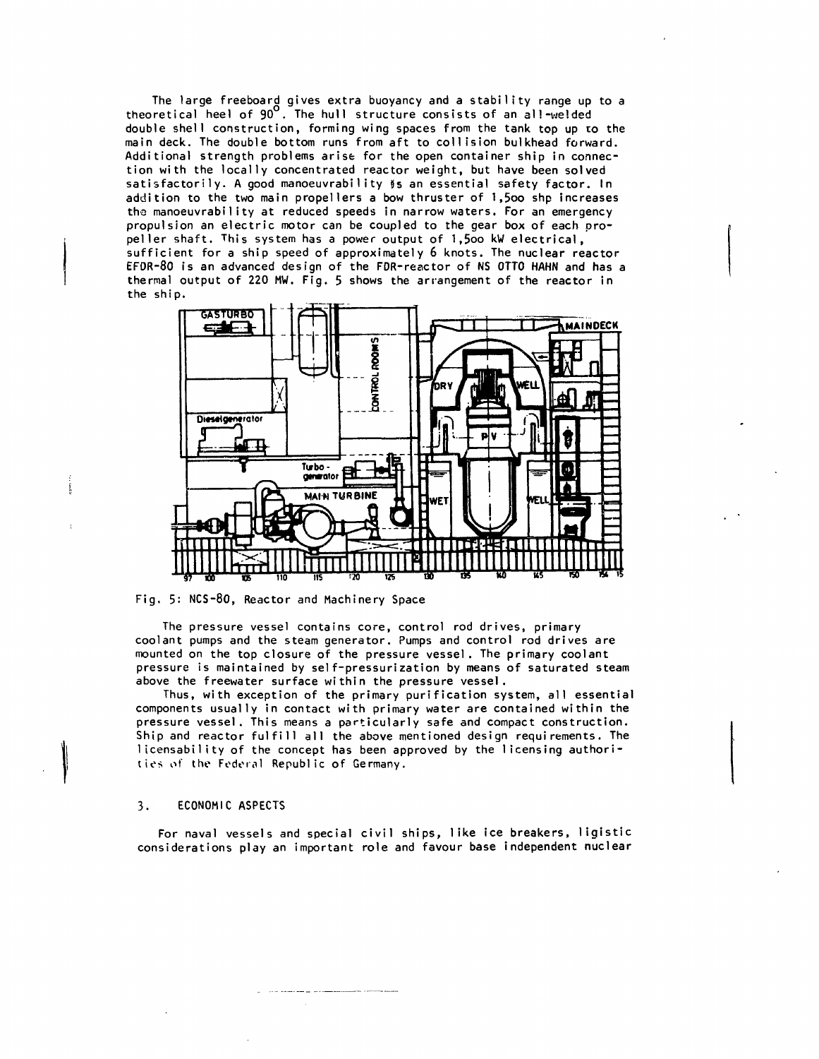The large freeboard gives extra buoyancy and a stability range up to a theoretical heel of 90°. The hull structure consists of an all-welded double shell construction, forming wing spaces from the tank top up to the main deck. The double bottom runs from aft to collision bulkhead forward. Additional strength problems arise for the open container ship in connection with the locally concentrated reactor weight, but have been solved satisfactorily. A good manoeuvrability is an essential safety factor. In addition to the two main propellers a bow thruster of 1,5oo shp increases the manoeuvrability at reduced speeds in narrow waters. For an emergency propulsion an electric motor can be coupled to the gear box of each propeller shaft. This system has a power output of 1,5oo kW electrical, sufficient for a ship speed of approximately 6 knots. The nuclear reactor EFDR-80 is an advanced design of the FDR-reactor of NS OTTO HAHN and has a thermal output of 220 MW. Fig. 5 shows the arrangement of the reactor in the ship.

Fig. 5: NCS-80, Reactor and Machinery Space

The pressure vessel contains core, control rod drives, primary coolant pumps and the steam generator. Pumps and control rod drives are mounted on the top closure of the pressure vessel. The primary coolant pressure is maintained by self-pressurization by means of saturated steam above the freewater surface within the pressure vessel.

Thus, with exception of the primary purification system, all essential components usually in contact with primary water are contained within the pressure vessel. This means a particularly safe and compact construction. Ship and reactor fulfill all the above mentioned design requirements. The licensability of the concept has been approved by the licensing authorities of the Federal Republic of Germany.

## 3. ECONOMIC ASPECTS

For naval vessels and special civil ships, like ice breakers, ligistic considerations play an important role and favour base independent nuclear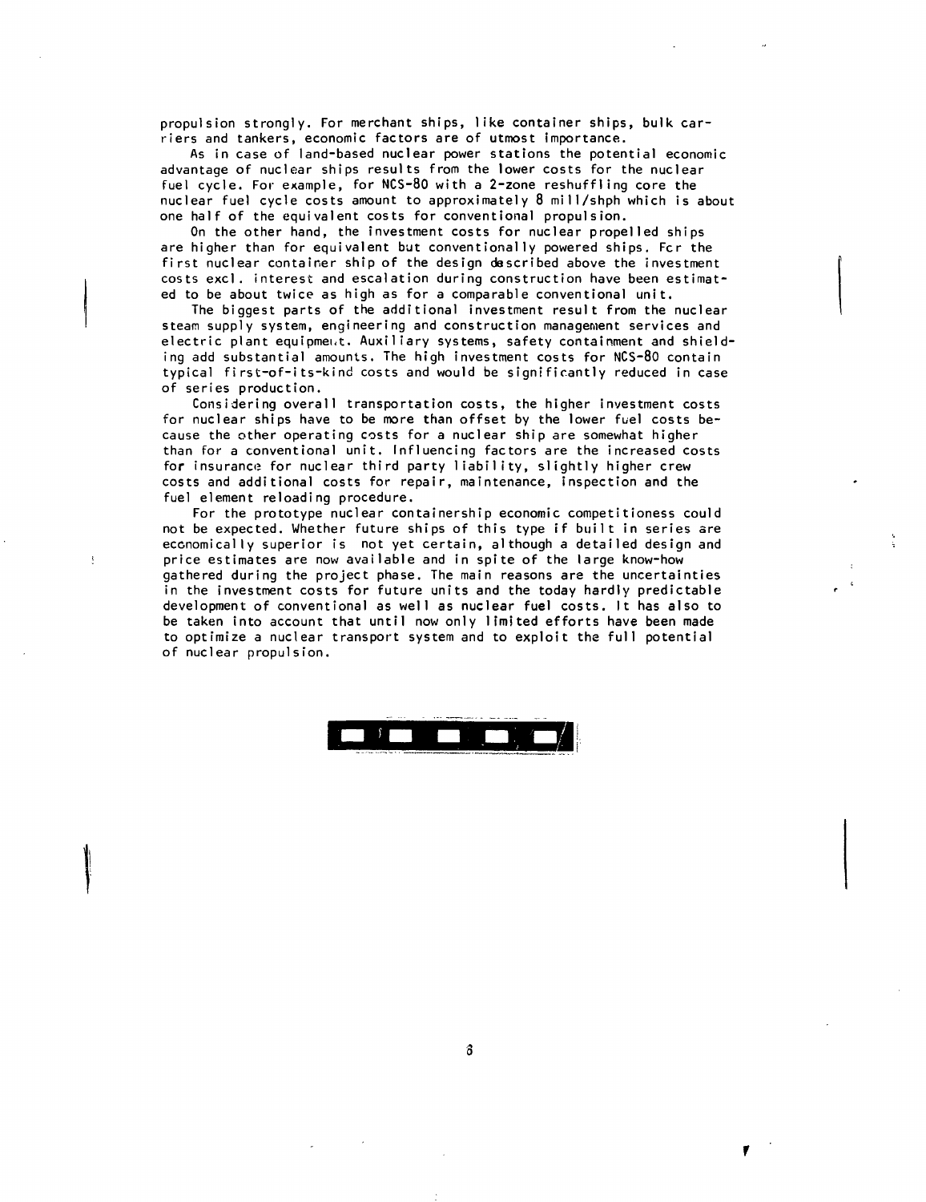propulsion strongly. For merchant ships, like container ships, bulk carriers and tankers, economic factors are of utmost importance.

As in case of land-based nuclear power stations the potential economic advantage of nuclear ships results from the lower costs for the nuclear fuel cycle. For example, for NCS-80 with a 2-zone reshuffling core the nuclear fuel cycle costs amount to approximately 8 mill/shph which is about one half of the equivalent costs for conventional propulsion.

On the other hand, the investment costs for nuclear propelled ships are higher than for equivalent but conventionally powered ships. For the first nuclear container ship of the design described above the investment costs excl. interest and escalation during construction have been estimated to be about twice as high as for a comparable conventional unit.

The biggest parts of the additional investment result from the nuclear steam supply system, engineering and construction management services and electric plant equipment. Auxiliary systems, safety containment and shielding add substantial amounts. The high investment costs for NCS-80 contain typical first-of-its-kind costs and would be significantly reduced in case of series production.

Considering overall transportation costs, the higher investment costs for nuclear ships have to be more than offset by the lower fuel costs because the other operating costs for a nuclear ship are somewhat higher than for a conventional unit. Influencing factors are the increased costs for insurance for nuclear third party liability, slightly higher crew costs and additional costs for repair, maintenance, inspection and the fuel element reloading procedure.

For the prototype nuclear containership economic competitioness could not be expected. Whether future ships of this type if built in series are economically superior is not yet certain, although a detailed design and price estimates are now available and in spite of the large know-how gathered during the project phase. The main reasons are the uncertainties in the investment costs for future units and the today hardly predictable development of conventional as well as nuclear fuel costs. It has also to be taken into account that until now only limited efforts have been made to optimize a nuclear transport system and to exploit the full potential of nuclear propulsion.